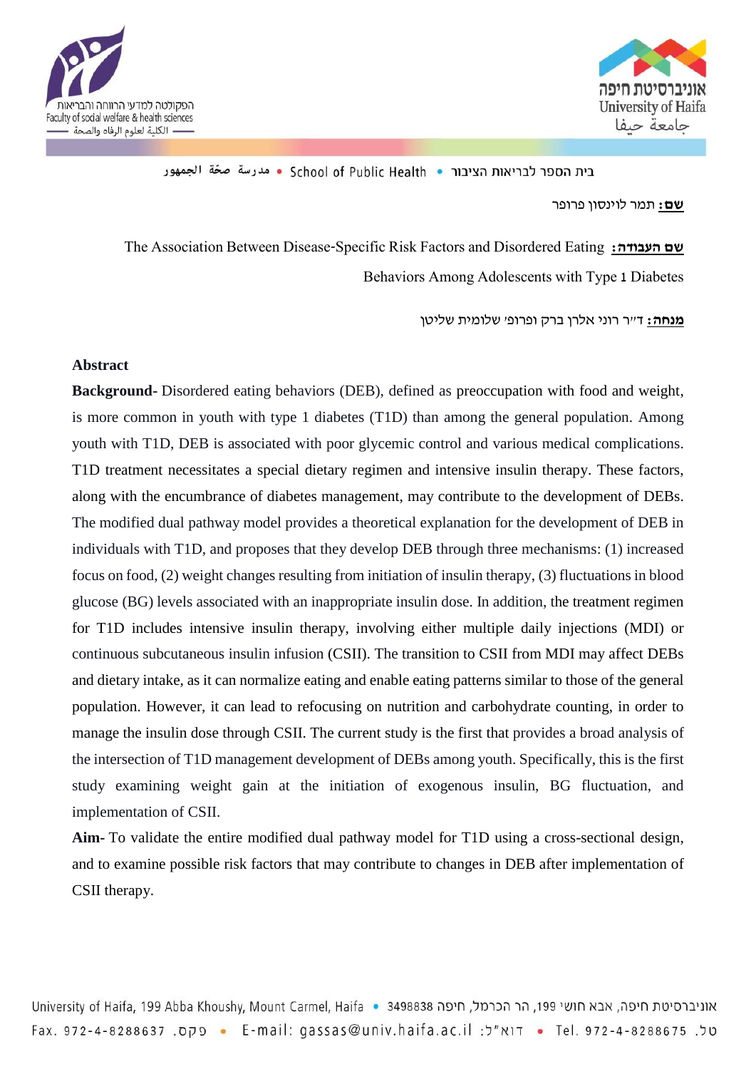בית הספר לבריאות הציבור • School of Public Health • مدرسة صحّة الجمهور

**שם:** תמר לוינסון פרופר

**שם העבודה:** The Association Between Disease-Specific Risk Factors and Disordered Eating Behaviors Among Adolescents with Type 1 Diabetes

**מנחה:** ד״ר רוני אלרן ברק ופרופ׳ שלומית שליטן

**Abstract**

**Background**- Disordered eating behaviors (DEB), defined as preoccupation with food and weight, is more common in youth with type 1 diabetes (T1D) than among the general population. Among youth with T1D, DEB is associated with poor glycemic control and various medical complications. T1D treatment necessitates a special dietary regimen and intensive insulin therapy. These factors, along with the encumbrance of diabetes management, may contribute to the development of DEBs. The modified dual pathway model provides a theoretical explanation for the development of DEB in individuals with T1D, and proposes that they develop DEB through three mechanisms: (1) increased focus on food, (2) weight changes resulting from initiation of insulin therapy, (3) fluctuations in blood glucose (BG) levels associated with an inappropriate insulin dose. In addition, the treatment regimen for T1D includes intensive insulin therapy, involving either multiple daily injections (MDI) or continuous subcutaneous insulin infusion (CSII). The transition to CSII from MDI may affect DEBs and dietary intake, as it can normalize eating and enable eating patterns similar to those of the general population. However, it can lead to refocusing on nutrition and carbohydrate counting, in order to manage the insulin dose through CSII. The current study is the first that provides a broad analysis of the intersection of T1D management development of DEBs among youth. Specifically, this is the first study examining weight gain at the initiation of exogenous insulin, BG fluctuation, and implementation of CSII.

**Aim**- To validate the entire modified dual pathway model for T1D using a cross-sectional design, and to examine possible risk factors that may contribute to changes in DEB after implementation of CSII therapy.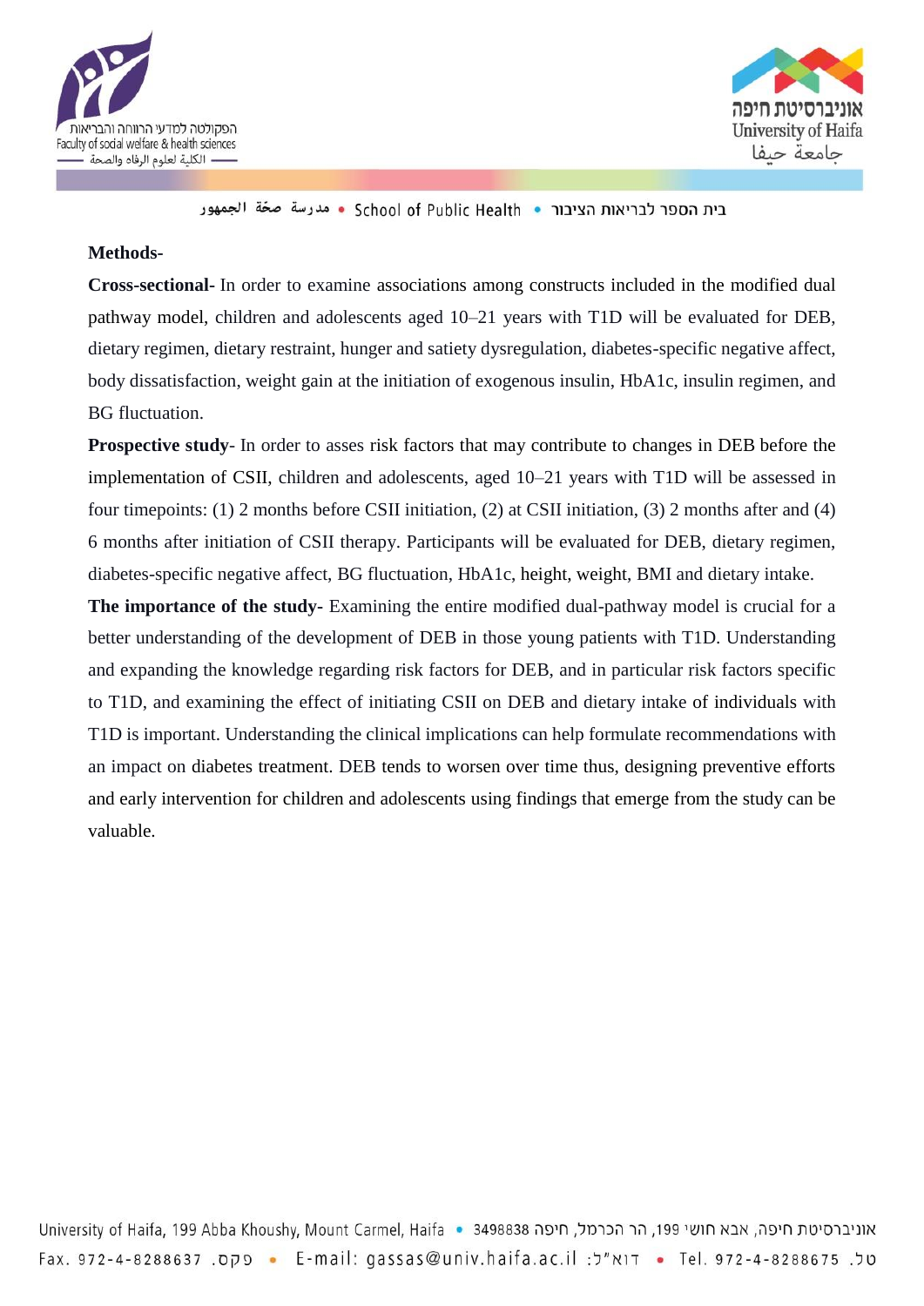**Methods-**

**Cross-sectional-** In order to examine associations among constructs included in the modified dual pathway model, children and adolescents aged 10–21 years with T1D will be evaluated for DEB, dietary regimen, dietary restraint, hunger and satiety dysregulation, diabetes-specific negative affect, body dissatisfaction, weight gain at the initiation of exogenous insulin, HbA1c, insulin regimen, and BG fluctuation.

**Prospective study**- In order to asses risk factors that may contribute to changes in DEB before the implementation of CSII, children and adolescents, aged 10–21 years with T1D will be assessed in four timepoints: (1) 2 months before CSII initiation, (2) at CSII initiation, (3) 2 months after and (4) 6 months after initiation of CSII therapy. Participants will be evaluated for DEB, dietary regimen, diabetes-specific negative affect, BG fluctuation, HbA1c, height, weight, BMI and dietary intake.

**The importance of the study**- Examining the entire modified dual-pathway model is crucial for a better understanding of the development of DEB in those young patients with T1D. Understanding and expanding the knowledge regarding risk factors for DEB, and in particular risk factors specific to T1D, and examining the effect of initiating CSII on DEB and dietary intake of individuals with T1D is important. Understanding the clinical implications can help formulate recommendations with an impact on diabetes treatment. DEB tends to worsen over time thus, designing preventive efforts and early intervention for children and adolescents using findings that emerge from the study can be valuable.